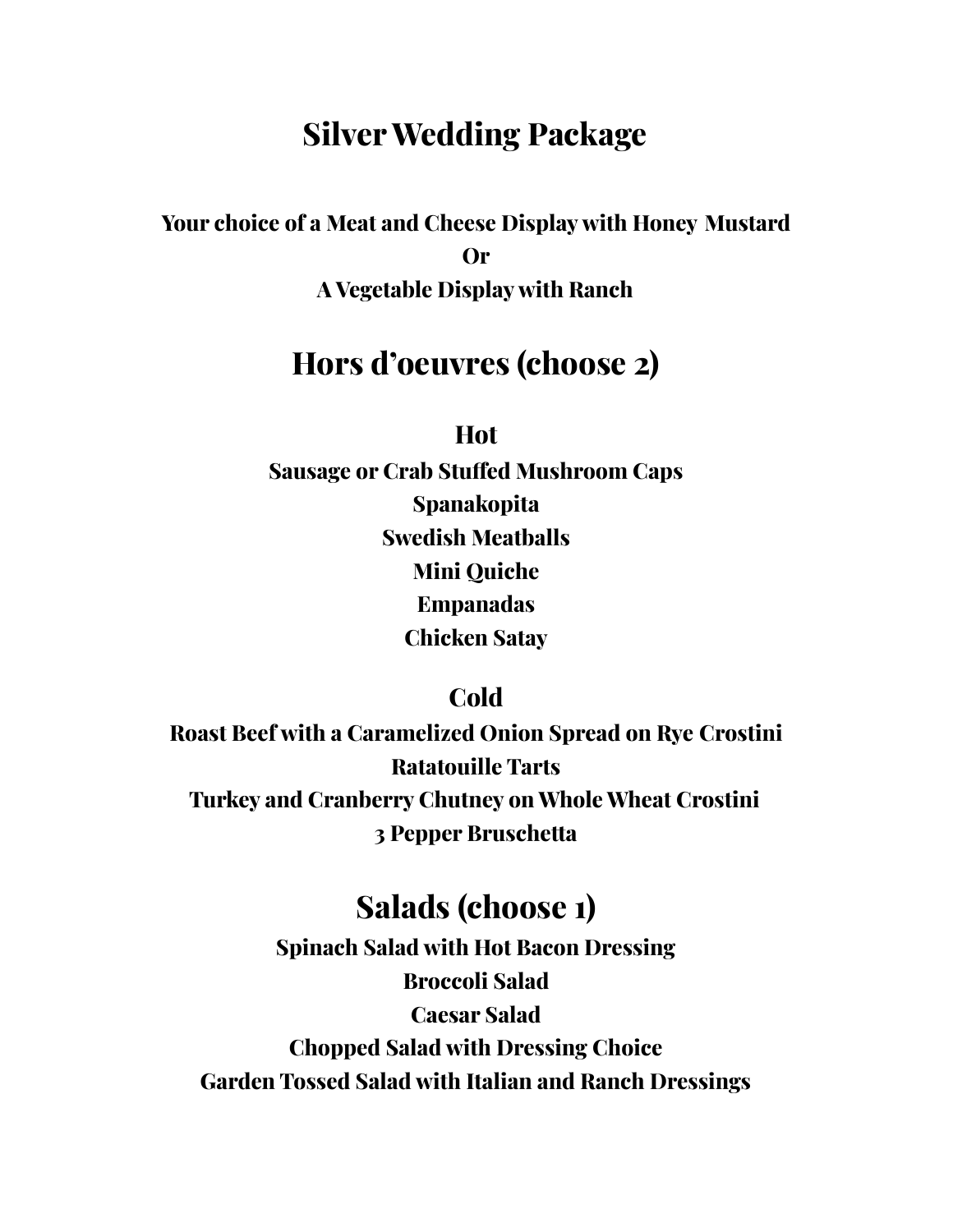# Silver Wedding Package

**Your choice of a Meat and Cheese Display with Honey Mustard**
**Or**
**A Vegetable Display with Ranch**

## Hors d'oeuvres (choose 2)

### Hot

**Sausage or Crab Stuffed Mushroom Caps**
**Spanakopita**
**Swedish Meatballs**
**Mini Quiche**
**Empanadas**
**Chicken Satay**

### Cold

**Roast Beef with a Caramelized Onion Spread on Rye Crostini**
**Ratatouille Tarts**
**Turkey and Cranberry Chutney on Whole Wheat Crostini**
**3 Pepper Bruschetta**

## Salads (choose 1)

**Spinach Salad with Hot Bacon Dressing**
**Broccoli Salad**
**Caesar Salad**
**Chopped Salad with Dressing Choice**
**Garden Tossed Salad with Italian and Ranch Dressings**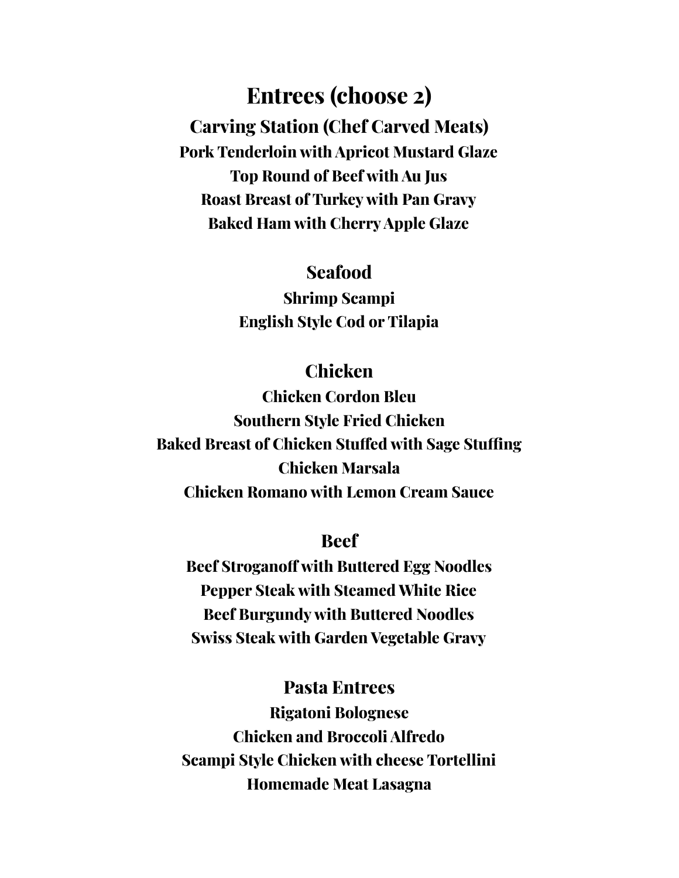# Entrees (choose 2)

## Carving Station (Chef Carved Meats)

**Pork Tenderloin with Apricot Mustard Glaze**
**Top Round of Beef with Au Jus**
**Roast Breast of Turkey with Pan Gravy**
**Baked Ham with Cherry Apple Glaze**

## Seafood

**Shrimp Scampi**
**English Style Cod or Tilapia**

## Chicken

**Chicken Cordon Bleu**
**Southern Style Fried Chicken**
**Baked Breast of Chicken Stuffed with Sage Stuffing**
**Chicken Marsala**
**Chicken Romano with Lemon Cream Sauce**

## Beef

**Beef Stroganoff with Buttered Egg Noodles**
**Pepper Steak with Steamed White Rice**
**Beef Burgundy with Buttered Noodles**
**Swiss Steak with Garden Vegetable Gravy**

## Pasta Entrees

**Rigatoni Bolognese**
**Chicken and Broccoli Alfredo**
**Scampi Style Chicken with cheese Tortellini**
**Homemade Meat Lasagna**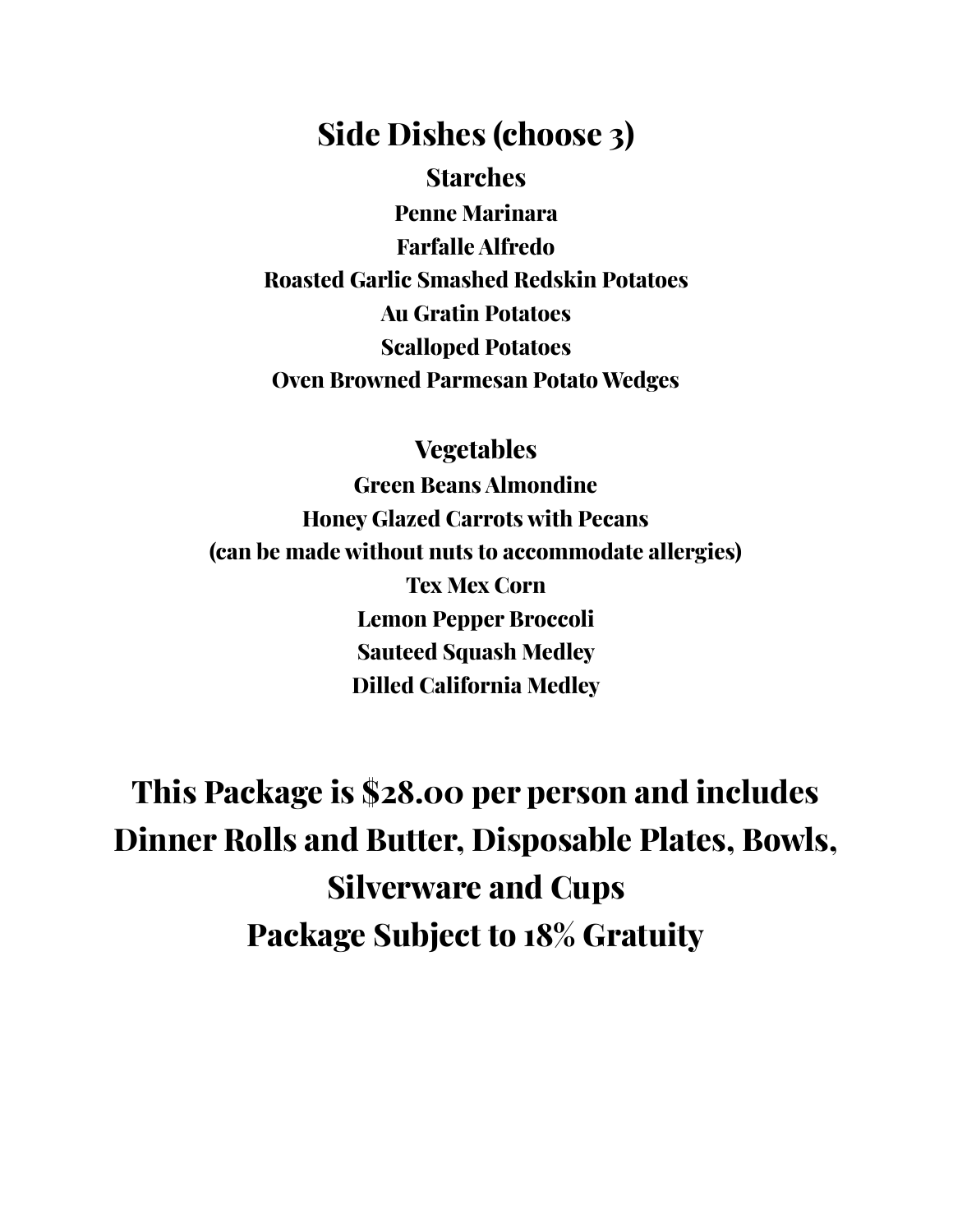## Side Dishes (choose 3)

### Starches

**Penne Marinara**
**Farfalle Alfredo**
**Roasted Garlic Smashed Redskin Potatoes**
**Au Gratin Potatoes**
**Scalloped Potatoes**
**Oven Browned Parmesan Potato Wedges**

### Vegetables

**Green Beans Almondine**
**Honey Glazed Carrots with Pecans**
**(can be made without nuts to accommodate allergies)**
**Tex Mex Corn**
**Lemon Pepper Broccoli**
**Sauteed Squash Medley**
**Dilled California Medley**

## This Package is $28.00 per person and includes Dinner Rolls and Butter, Disposable Plates, Bowls, Silverware and Cups

## Package Subject to 18% Gratuity